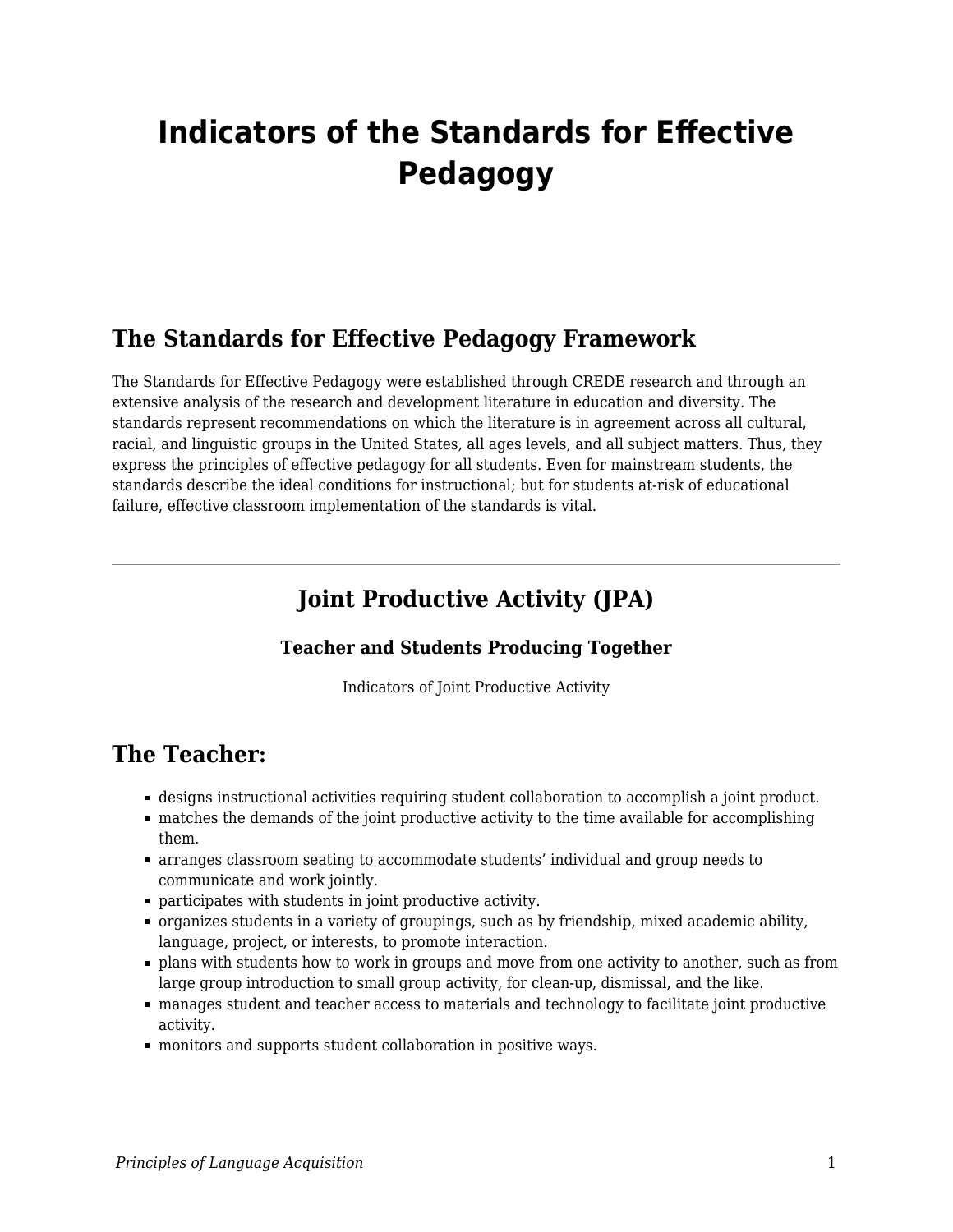# Indicators of the Standards for Effective Pedagogy

## The Standards for Effective Pedagogy Framework

The Standards for Effective Pedagogy were established through CREDE research and through an extensive analysis of the research and development literature in education and diversity. The standards represent recommendations on which the literature is in agreement across all cultural, racial, and linguistic groups in the United States, all ages levels, and all subject matters. Thus, they express the principles of effective pedagogy for all students. Even for mainstream students, the standards describe the ideal conditions for instructional; but for students at-risk of educational failure, effective classroom implementation of the standards is vital.

---

## Joint Productive Activity (JPA)

### Teacher and Students Producing Together

Indicators of Joint Productive Activity

## The Teacher:

- designs instructional activities requiring student collaboration to accomplish a joint product.
- matches the demands of the joint productive activity to the time available for accomplishing them.
- arranges classroom seating to accommodate students' individual and group needs to communicate and work jointly.
- participates with students in joint productive activity.
- organizes students in a variety of groupings, such as by friendship, mixed academic ability, language, project, or interests, to promote interaction.
- plans with students how to work in groups and move from one activity to another, such as from large group introduction to small group activity, for clean-up, dismissal, and the like.
- manages student and teacher access to materials and technology to facilitate joint productive activity.
- monitors and supports student collaboration in positive ways.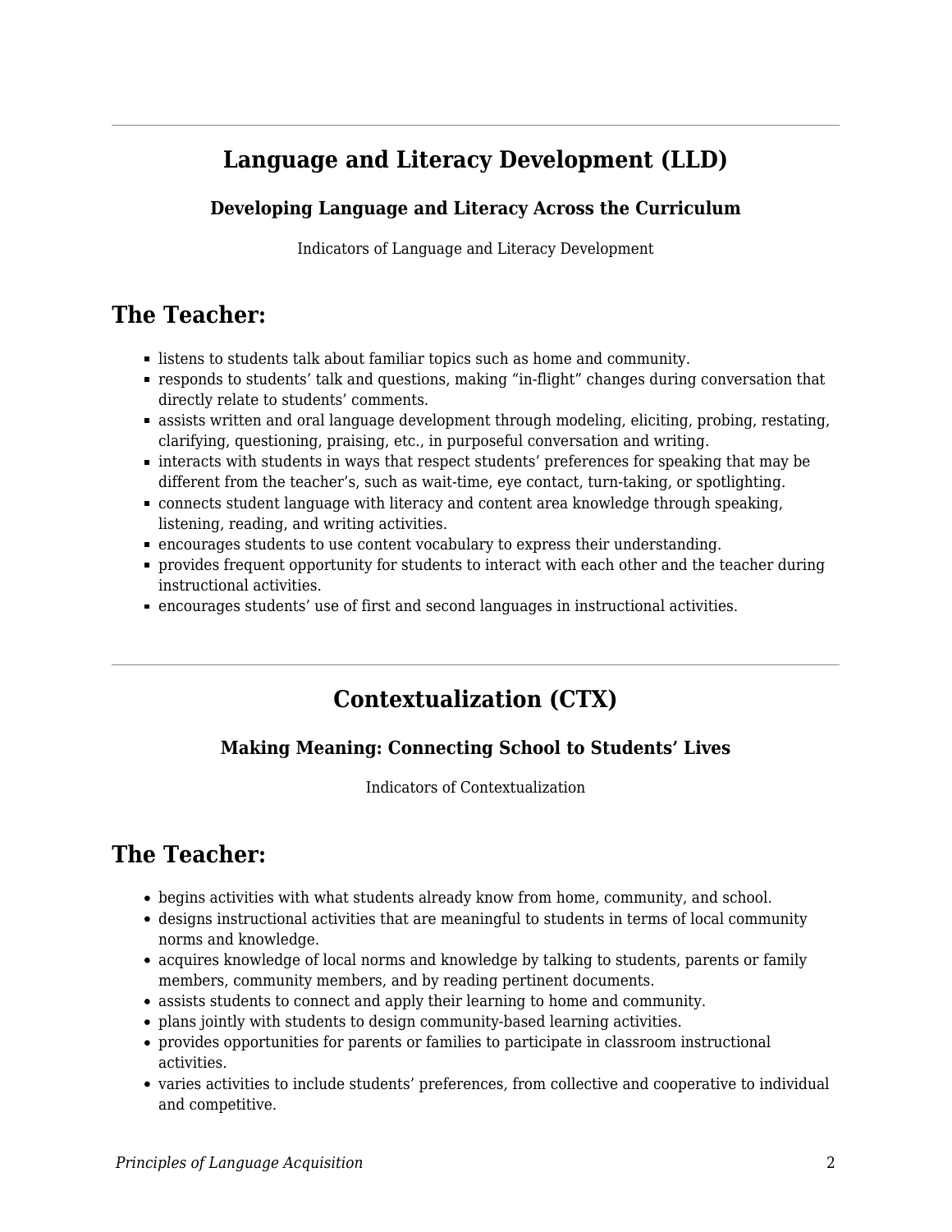## Language and Literacy Development (LLD)

### Developing Language and Literacy Across the Curriculum

Indicators of Language and Literacy Development

# The Teacher:

- listens to students talk about familiar topics such as home and community.
- responds to students' talk and questions, making "in-flight" changes during conversation that directly relate to students' comments.
- assists written and oral language development through modeling, eliciting, probing, restating, clarifying, questioning, praising, etc., in purposeful conversation and writing.
- interacts with students in ways that respect students' preferences for speaking that may be different from the teacher's, such as wait-time, eye contact, turn-taking, or spotlighting.
- connects student language with literacy and content area knowledge through speaking, listening, reading, and writing activities.
- encourages students to use content vocabulary to express their understanding.
- provides frequent opportunity for students to interact with each other and the teacher during instructional activities.
- encourages students' use of first and second languages in instructional activities.

---

## Contextualization (CTX)

### Making Meaning: Connecting School to Students' Lives

Indicators of Contextualization

# The Teacher:

- begins activities with what students already know from home, community, and school.
- designs instructional activities that are meaningful to students in terms of local community norms and knowledge.
- acquires knowledge of local norms and knowledge by talking to students, parents or family members, community members, and by reading pertinent documents.
- assists students to connect and apply their learning to home and community.
- plans jointly with students to design community-based learning activities.
- provides opportunities for parents or families to participate in classroom instructional activities.
- varies activities to include students' preferences, from collective and cooperative to individual and competitive.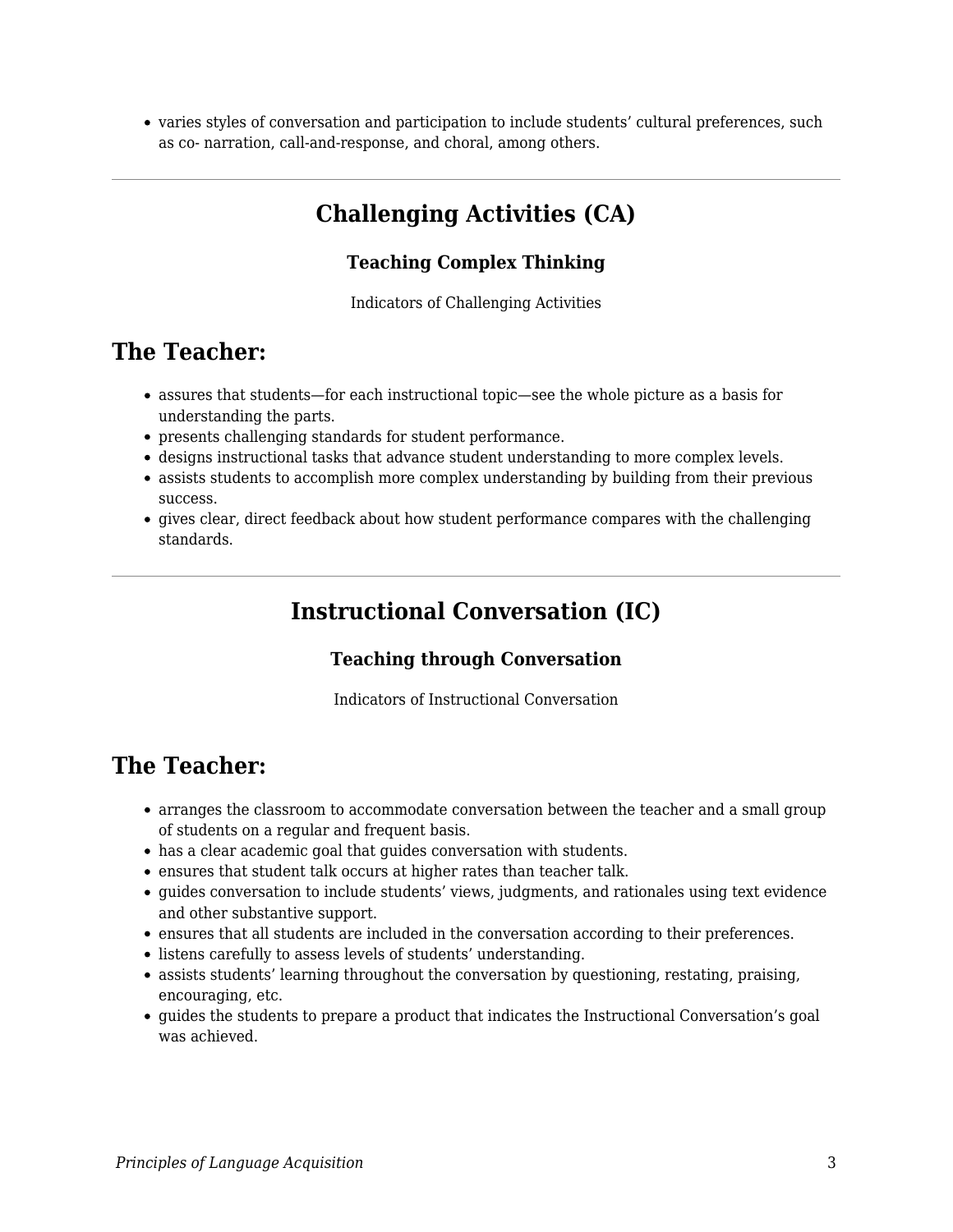- varies styles of conversation and participation to include students' cultural preferences, such as co- narration, call-and-response, and choral, among others.

---

## Challenging Activities (CA)

### Teaching Complex Thinking

Indicators of Challenging Activities

# The Teacher:

- assures that students—for each instructional topic—see the whole picture as a basis for understanding the parts.
- presents challenging standards for student performance.
- designs instructional tasks that advance student understanding to more complex levels.
- assists students to accomplish more complex understanding by building from their previous success.
- gives clear, direct feedback about how student performance compares with the challenging standards.

---

## Instructional Conversation (IC)

### Teaching through Conversation

Indicators of Instructional Conversation

# The Teacher:

- arranges the classroom to accommodate conversation between the teacher and a small group of students on a regular and frequent basis.
- has a clear academic goal that guides conversation with students.
- ensures that student talk occurs at higher rates than teacher talk.
- guides conversation to include students' views, judgments, and rationales using text evidence and other substantive support.
- ensures that all students are included in the conversation according to their preferences.
- listens carefully to assess levels of students' understanding.
- assists students' learning throughout the conversation by questioning, restating, praising, encouraging, etc.
- guides the students to prepare a product that indicates the Instructional Conversation's goal was achieved.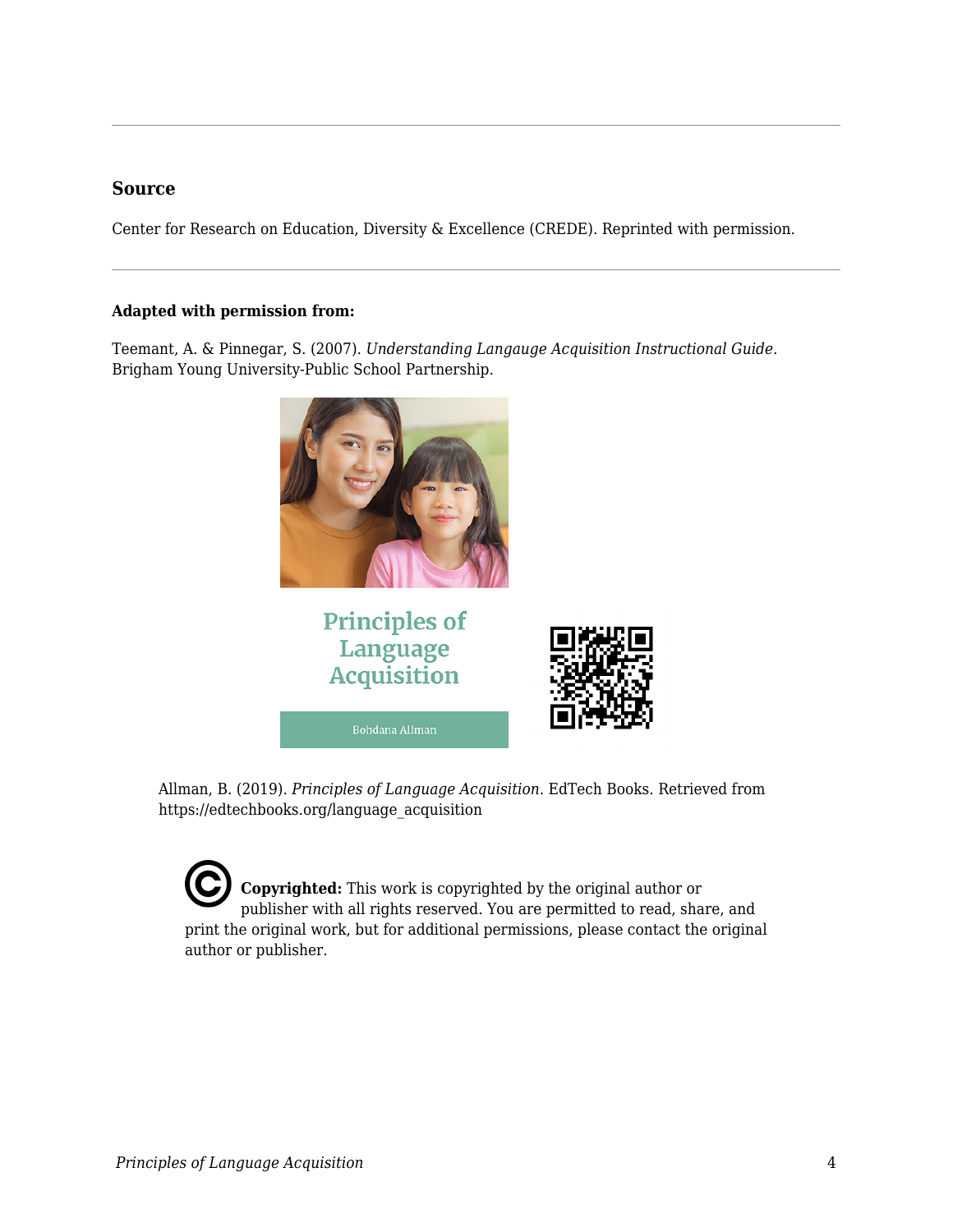### Source

Center for Research on Education, Diversity & Excellence (CREDE). Reprinted with permission.

---

**Adapted with permission from:**

Teemant, A. & Pinnegar, S. (2007). *Understanding Langauge Acquisition Instructional Guide*. Brigham Young University-Public School Partnership.

Principles of Language Acquisition

Bohdana Allman

Allman, B. (2019). *Principles of Language Acquisition*. EdTech Books. Retrieved from https://edtechbooks.org/language_acquisition

**Copyrighted:** This work is copyrighted by the original author or publisher with all rights reserved. You are permitted to read, share, and print the original work, but for additional permissions, please contact the original author or publisher.